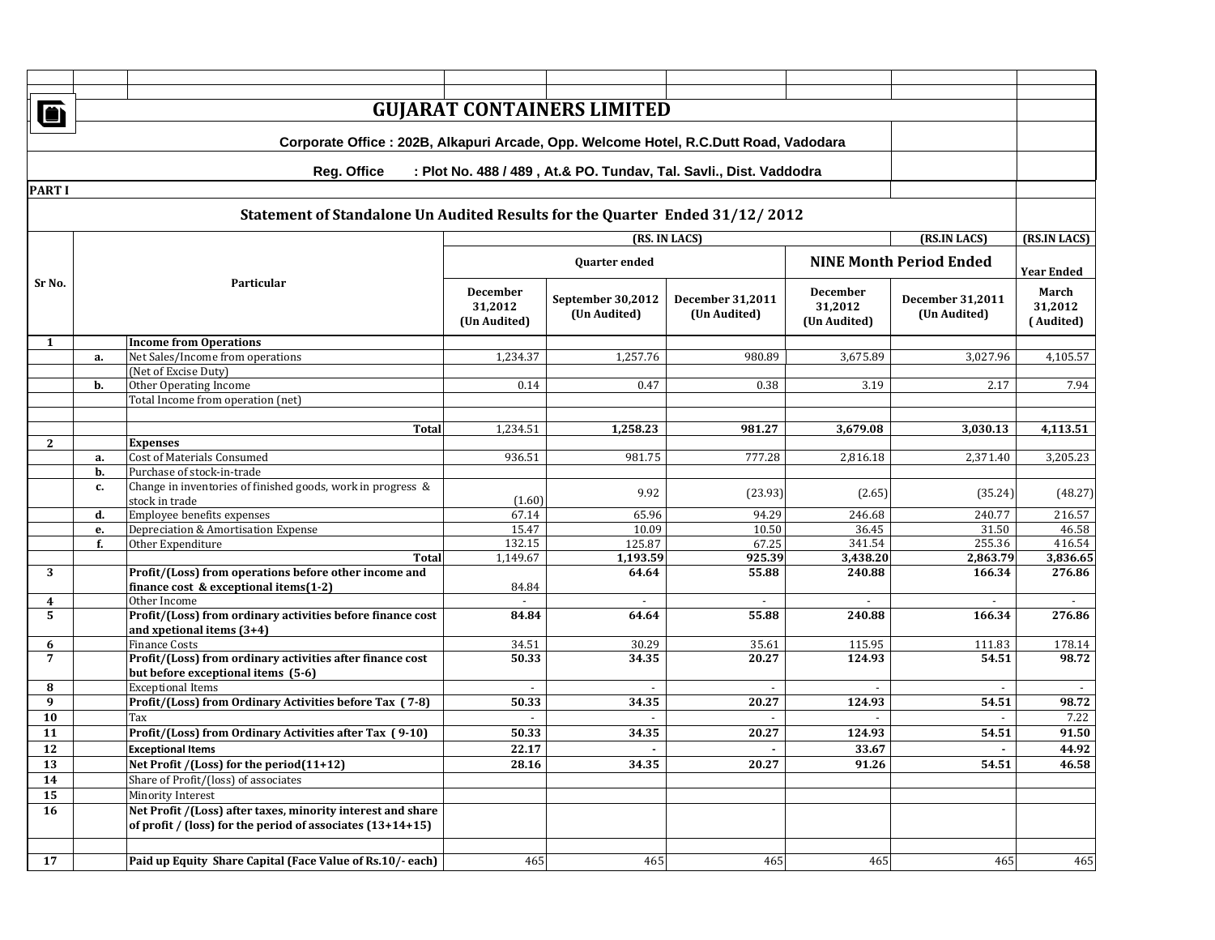# GUJARAT CONTAINERS LIMITED

**Corporate Office : 202B, Alkapuri Arcade, Opp. Welcome Hotel, R.C.Dutt Road, Vadodara**

**Reg. Office : Plot No. 488 / 489 , At.& PO. Tundav, Tal. Savli., Dist. Vaddodra**

**PART I**

## Statement of Standalone Un Audited Results for the Quarter Ended 31/12/ 2012

| Sr No. | | Particular | (RS. IN LACS) | | | (RS.IN LACS) | | (RS.IN LACS) |
|---|---|---|---|---|---|---|---|---|
| | | | Quarter ended | | | NINE Month Period Ended | | Year Ended |
| | | | December 31,2012 (Un Audited) | September 30,2012 (Un Audited) | December 31,2011 (Un Audited) | December 31,2012 (Un Audited) | December 31,2011 (Un Audited) | March 31,2012 ( Audited) |
| **1** | | **Income from Operations** | | | | | | |
| | **a.** | Net Sales/Income from operations | 1,234.37 | 1,257.76 | 980.89 | 3,675.89 | 3,027.96 | 4,105.57 |
| | | (Net of Excise Duty) | | | | | | |
| | **b.** | Other Operating Income | 0.14 | 0.47 | 0.38 | 3.19 | 2.17 | 7.94 |
| | | Total Income from operation (net) | | | | | | |
| | | **Total** | 1,234.51 | **1,258.23** | **981.27** | **3,679.08** | **3,030.13** | **4,113.51** |
| **2** | | **Expenses** | | | | | | |
| | **a.** | Cost of Materials Consumed | 936.51 | 981.75 | 777.28 | 2,816.18 | 2,371.40 | 3,205.23 |
| | **b.** | Purchase of stock-in-trade | | | | | | |
| | **c.** | Change in inventories of finished goods, work in progress & stock in trade | (1.60) | 9.92 | (23.93) | (2.65) | (35.24) | (48.27) |
| | **d.** | Employee benefits expenses | 67.14 | 65.96 | 94.29 | 246.68 | 240.77 | 216.57 |
| | **e.** | Depreciation & Amortisation Expense | 15.47 | 10.09 | 10.50 | 36.45 | 31.50 | 46.58 |
| | **f.** | Other Expenditure | 132.15 | 125.87 | 67.25 | 341.54 | 255.36 | 416.54 |
| | | **Total** | 1,149.67 | **1,193.59** | **925.39** | **3,438.20** | **2,863.79** | **3,836.65** |
| **3** | | **Profit/(Loss) from operations before other income and finance cost & exceptional items(1-2)** | 84.84 | **64.64** | **55.88** | **240.88** | **166.34** | **276.86** |
| **4** | | Other Income | - | - | - | - | - | - |
| **5** | | **Profit/(Loss) from ordinary activities before finance cost and xpetional items (3+4)** | **84.84** | **64.64** | **55.88** | **240.88** | **166.34** | **276.86** |
| **6** | | Finance Costs | 34.51 | 30.29 | 35.61 | 115.95 | 111.83 | 178.14 |
| **7** | | **Profit/(Loss) from ordinary activities after finance cost but before exceptional items (5-6)** | **50.33** | **34.35** | **20.27** | **124.93** | **54.51** | **98.72** |
| **8** | | Exceptional Items | - | - | - | - | - | - |
| **9** | | **Profit/(Loss) from Ordinary Activities before Tax ( 7-8)** | **50.33** | **34.35** | **20.27** | **124.93** | **54.51** | **98.72** |
| **10** | | Tax | - | - | - | - | - | 7.22 |
| **11** | | **Profit/(Loss) from Ordinary Activities after Tax ( 9-10)** | **50.33** | **34.35** | **20.27** | **124.93** | **54.51** | **91.50** |
| **12** | | **Exceptional Items** | **22.17** | **-** | **-** | **33.67** | **-** | **44.92** |
| **13** | | **Net Profit /(Loss) for the period(11+12)** | **28.16** | **34.35** | **20.27** | **91.26** | **54.51** | **46.58** |
| **14** | | Share of Profit/(loss) of associates | | | | | | |
| **15** | | Minority Interest | | | | | | |
| **16** | | **Net Profit /(Loss) after taxes, minority interest and share of profit / (loss) for the period of associates (13+14+15)** | | | | | | |
| **17** | | **Paid up Equity Share Capital (Face Value of Rs.10/- each)** | 465 | 465 | 465 | 465 | 465 | 465 |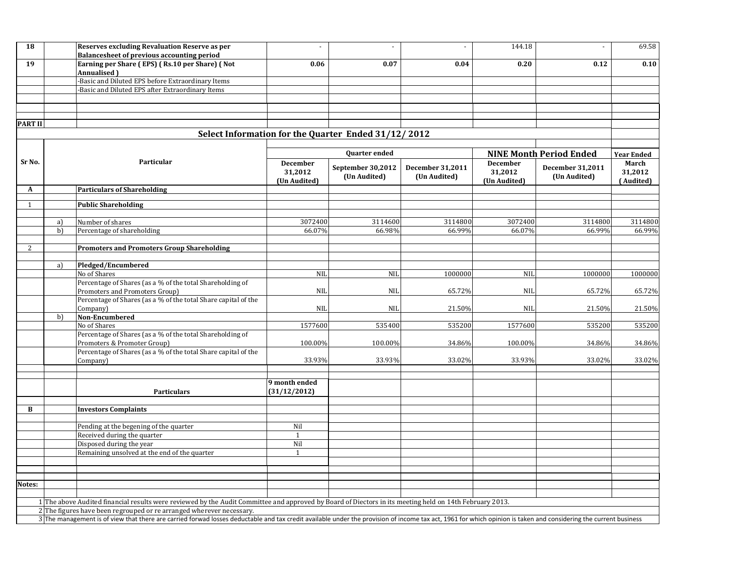| 18 | | Reserves excluding Revaluation Reserve as per Balancesheet of previous accounting period | - | - | - | 144.18 | - | 69.58 |
|---|---|---|---|---|---|---|---|---|
| 19 | | Earning per Share ( EPS) ( Rs.10 per Share) ( Not Annualised ) | 0.06 | 0.07 | 0.04 | 0.20 | 0.12 | 0.10 |
| | | -Basic and Diluted EPS before Extraordinary Items | | | | | | |
| | | -Basic and Diluted EPS after Extraordinary Items | | | | | | |

**PART II**

## Select Information for the Quarter Ended 31/12/ 2012

| Sr No. | | Particular | Quarter ended | | | NINE Month Period Ended | | Year Ended |
|---|---|---|---|---|---|---|---|---|
| | | | December 31,2012 (Un Audited) | September 30,2012 (Un Audited) | December 31,2011 (Un Audited) | December 31,2012 (Un Audited) | December 31,2011 (Un Audited) | March 31,2012 ( Audited) |
| A | | **Particulars of Shareholding** | | | | | | |
| 1 | | **Public Shareholding** | | | | | | |
| | a) | Number of shares | 3072400 | 3114600 | 3114800 | 3072400 | 3114800 | 3114800 |
| | b) | Percentage of shareholding | 66.07% | 66.98% | 66.99% | 66.07% | 66.99% | 66.99% |
| 2 | | **Promoters and Promoters Group Shareholding** | | | | | | |
| | a) | **Pledged/Encumbered** | | | | | | |
| | | No of Shares | NIL | NIL | 1000000 | NIL | 1000000 | 1000000 |
| | | Percentage of Shares (as a % of the total Shareholding of Promoters and Promoters Group) | NIL | NIL | 65.72% | NIL | 65.72% | 65.72% |
| | | Percentage of Shares (as a % of the total Share capital of the Company) | NIL | NIL | 21.50% | NIL | 21.50% | 21.50% |
| | b) | **Non-Encumbered** | | | | | | |
| | | No of Shares | 1577600 | 535400 | 535200 | 1577600 | 535200 | 535200 |
| | | Percentage of Shares (as a % of the total Shareholding of Promoters & Promoter Group) | 100.00% | 100.00% | 34.86% | 100.00% | 34.86% | 34.86% |
| | | Percentage of Shares (as a % of the total Share capital of the Company) | 33.93% | 33.93% | 33.02% | 33.93% | 33.02% | 33.02% |

| | | Particulars | 9 month ended (31/12/2012) |
|---|---|---|---|
| B | | **Investors Complaints** | |
| | | Pending at the begening of the quarter | Nil |
| | | Received during the quarter | 1 |
| | | Disposed during the year | Nil |
| | | Remaining unsolved at the end of the quarter | 1 |

**Notes:**

1. The above Audited financial results were reviewed by the Audit Committee and approved by Board of Diectors in its meeting held on 14th February 2013.
2. The figures have been regrouped or re arranged wherever necessary.
3. The management is of view that there are carried forwad losses deductable and tax credit available under the provision of income tax act, 1961 for which opinion is taken and considering the current business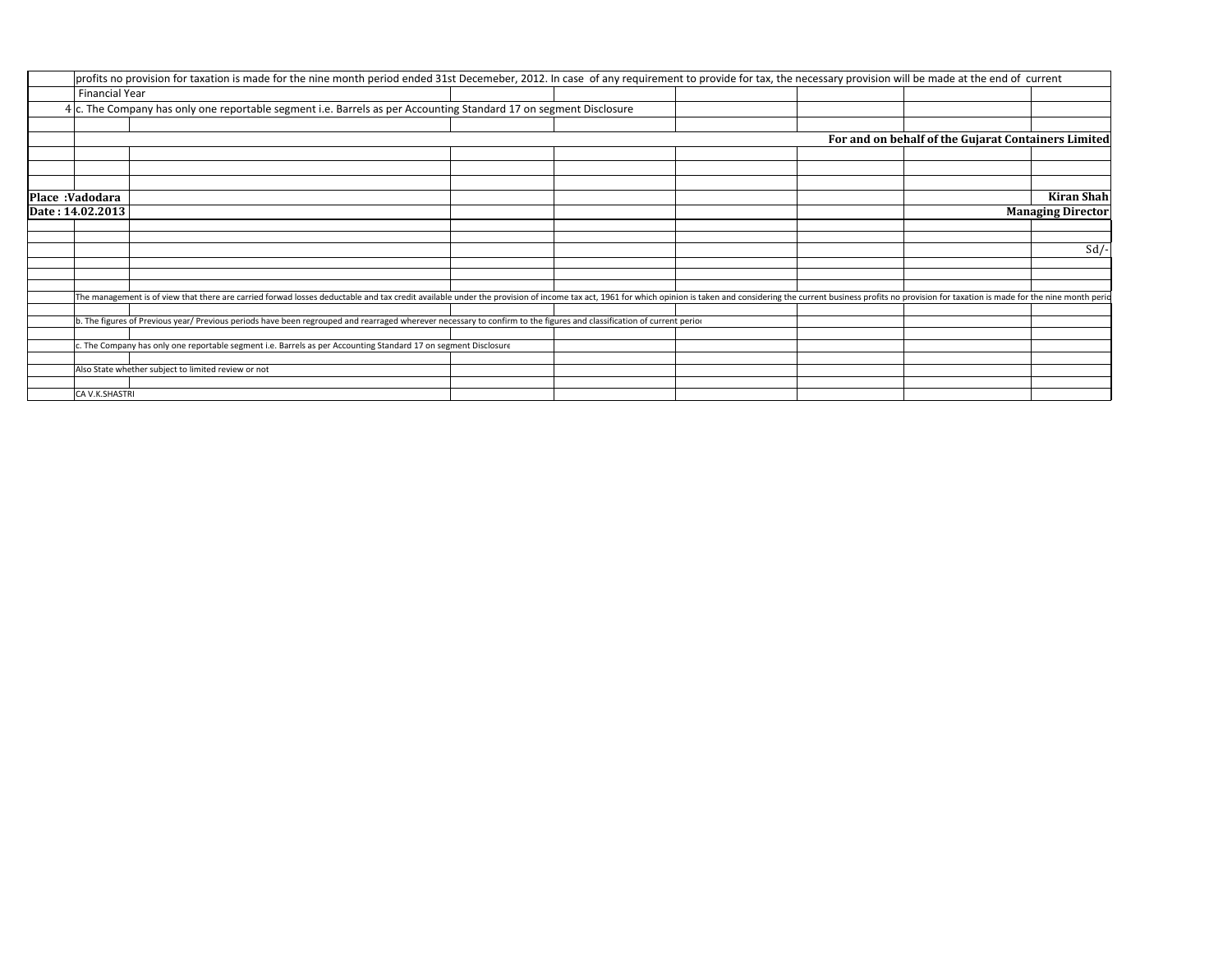profits no provision for taxation is made for the nine month period ended 31st Decemeber, 2012. In case of any requirement to provide for tax, the necessary provision will be made at the end of current Financial Year

4 c. The Company has only one reportable segment i.e. Barrels as per Accounting Standard 17 on segment Disclosure

**For and on behalf of the Gujarat Containers Limited**

**Place :Vadodara**
**Date : 14.02.2013**

**Kiran Shah**
**Managing Director**

Sd/-

The management is of view that there are carried forwad losses deductable and tax credit available under the provision of income tax act, 1961 for which opinion is taken and considering the current business profits no provision for taxation is made for the nine month perio

b. The figures of Previous year/ Previous periods have been regrouped and rearraged wherever necessary to confirm to the figures and classification of current perio

c. The Company has only one reportable segment i.e. Barrels as per Accounting Standard 17 on segment Disclosure

Also State whether subject to limited review or not

CA V.K.SHASTRI